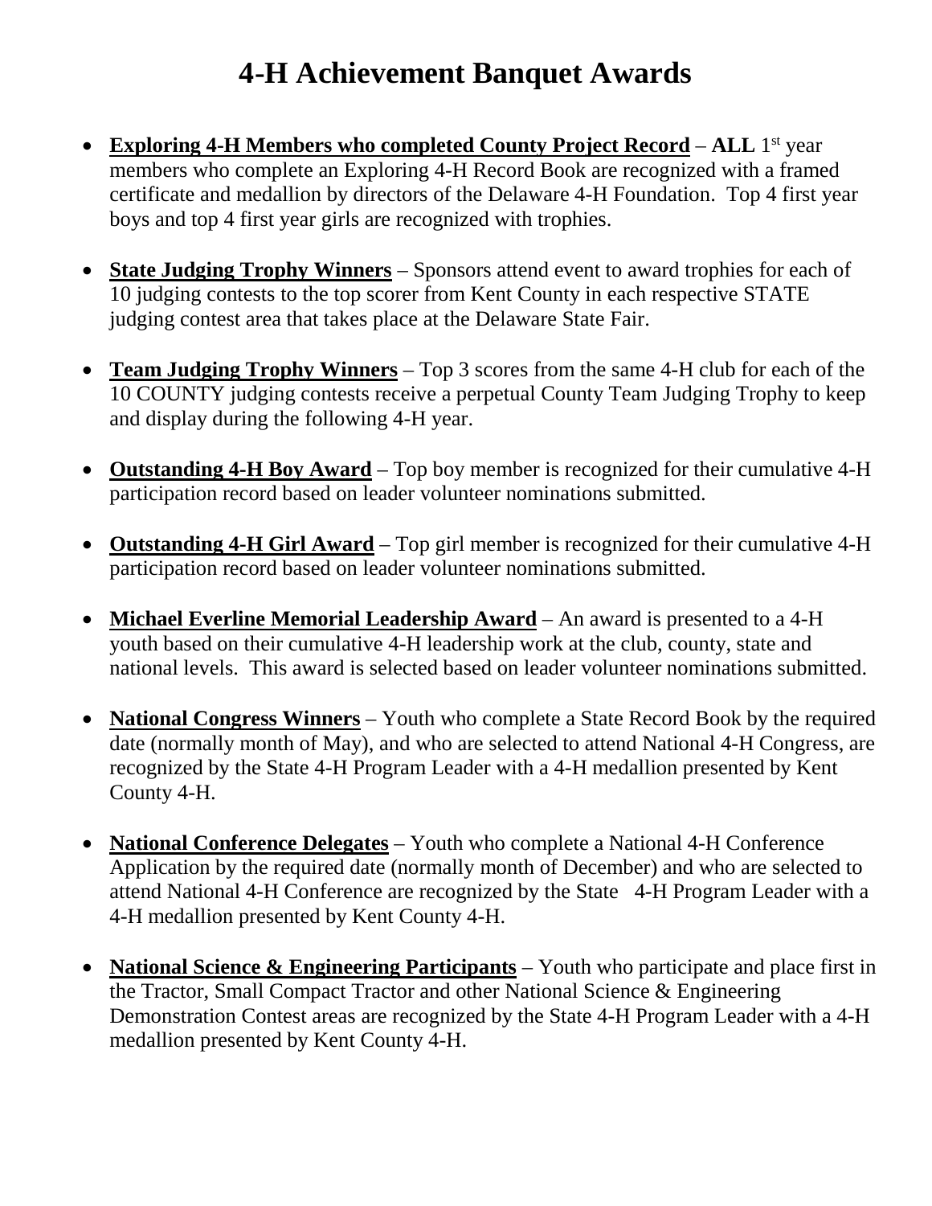# 4-H Achievement Banquet Awards

- **Exploring 4-H Members who completed County Project Record** – **ALL** 1st year members who complete an Exploring 4-H Record Book are recognized with a framed certificate and medallion by directors of the Delaware 4-H Foundation. Top 4 first year boys and top 4 first year girls are recognized with trophies.

- **State Judging Trophy Winners** – Sponsors attend event to award trophies for each of 10 judging contests to the top scorer from Kent County in each respective STATE judging contest area that takes place at the Delaware State Fair.

- **Team Judging Trophy Winners** – Top 3 scores from the same 4-H club for each of the 10 COUNTY judging contests receive a perpetual County Team Judging Trophy to keep and display during the following 4-H year.

- **Outstanding 4-H Boy Award** – Top boy member is recognized for their cumulative 4-H participation record based on leader volunteer nominations submitted.

- **Outstanding 4-H Girl Award** – Top girl member is recognized for their cumulative 4-H participation record based on leader volunteer nominations submitted.

- **Michael Everline Memorial Leadership Award** – An award is presented to a 4-H youth based on their cumulative 4-H leadership work at the club, county, state and national levels. This award is selected based on leader volunteer nominations submitted.

- **National Congress Winners** – Youth who complete a State Record Book by the required date (normally month of May), and who are selected to attend National 4-H Congress, are recognized by the State 4-H Program Leader with a 4-H medallion presented by Kent County 4-H.

- **National Conference Delegates** – Youth who complete a National 4-H Conference Application by the required date (normally month of December) and who are selected to attend National 4-H Conference are recognized by the State 4-H Program Leader with a 4-H medallion presented by Kent County 4-H.

- **National Science & Engineering Participants** – Youth who participate and place first in the Tractor, Small Compact Tractor and other National Science & Engineering Demonstration Contest areas are recognized by the State 4-H Program Leader with a 4-H medallion presented by Kent County 4-H.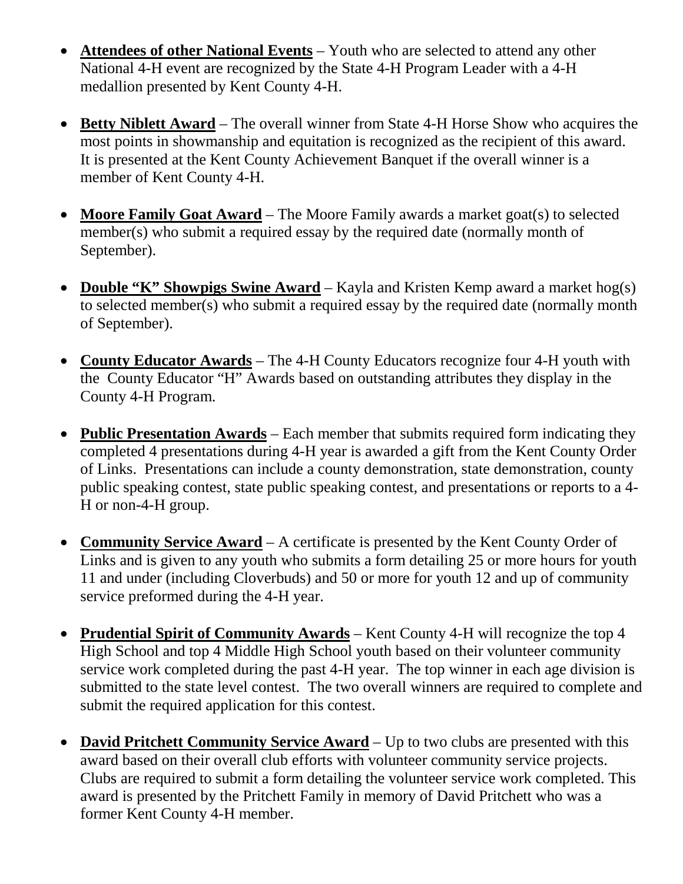- **Attendees of other National Events** – Youth who are selected to attend any other National 4-H event are recognized by the State 4-H Program Leader with a 4-H medallion presented by Kent County 4-H.

- **Betty Niblett Award** – The overall winner from State 4-H Horse Show who acquires the most points in showmanship and equitation is recognized as the recipient of this award. It is presented at the Kent County Achievement Banquet if the overall winner is a member of Kent County 4-H.

- **Moore Family Goat Award** – The Moore Family awards a market goat(s) to selected member(s) who submit a required essay by the required date (normally month of September).

- **Double "K" Showpigs Swine Award** – Kayla and Kristen Kemp award a market hog(s) to selected member(s) who submit a required essay by the required date (normally month of September).

- **County Educator Awards** – The 4-H County Educators recognize four 4-H youth with the County Educator "H" Awards based on outstanding attributes they display in the County 4-H Program.

- **Public Presentation Awards** – Each member that submits required form indicating they completed 4 presentations during 4-H year is awarded a gift from the Kent County Order of Links. Presentations can include a county demonstration, state demonstration, county public speaking contest, state public speaking contest, and presentations or reports to a 4-H or non-4-H group.

- **Community Service Award** – A certificate is presented by the Kent County Order of Links and is given to any youth who submits a form detailing 25 or more hours for youth 11 and under (including Cloverbuds) and 50 or more for youth 12 and up of community service preformed during the 4-H year.

- **Prudential Spirit of Community Awards** – Kent County 4-H will recognize the top 4 High School and top 4 Middle High School youth based on their volunteer community service work completed during the past 4-H year. The top winner in each age division is submitted to the state level contest. The two overall winners are required to complete and submit the required application for this contest.

- **David Pritchett Community Service Award** – Up to two clubs are presented with this award based on their overall club efforts with volunteer community service projects. Clubs are required to submit a form detailing the volunteer service work completed. This award is presented by the Pritchett Family in memory of David Pritchett who was a former Kent County 4-H member.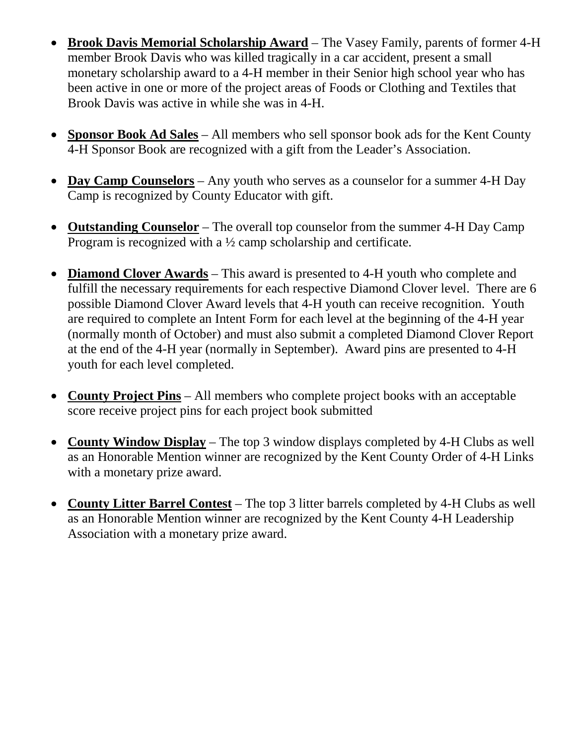- **Brook Davis Memorial Scholarship Award** – The Vasey Family, parents of former 4-H member Brook Davis who was killed tragically in a car accident, present a small monetary scholarship award to a 4-H member in their Senior high school year who has been active in one or more of the project areas of Foods or Clothing and Textiles that Brook Davis was active in while she was in 4-H.

- **Sponsor Book Ad Sales** – All members who sell sponsor book ads for the Kent County 4-H Sponsor Book are recognized with a gift from the Leader's Association.

- **Day Camp Counselors** – Any youth who serves as a counselor for a summer 4-H Day Camp is recognized by County Educator with gift.

- **Outstanding Counselor** – The overall top counselor from the summer 4-H Day Camp Program is recognized with a ½ camp scholarship and certificate.

- **Diamond Clover Awards** – This award is presented to 4-H youth who complete and fulfill the necessary requirements for each respective Diamond Clover level. There are 6 possible Diamond Clover Award levels that 4-H youth can receive recognition. Youth are required to complete an Intent Form for each level at the beginning of the 4-H year (normally month of October) and must also submit a completed Diamond Clover Report at the end of the 4-H year (normally in September). Award pins are presented to 4-H youth for each level completed.

- **County Project Pins** – All members who complete project books with an acceptable score receive project pins for each project book submitted

- **County Window Display** – The top 3 window displays completed by 4-H Clubs as well as an Honorable Mention winner are recognized by the Kent County Order of 4-H Links with a monetary prize award.

- **County Litter Barrel Contest** – The top 3 litter barrels completed by 4-H Clubs as well as an Honorable Mention winner are recognized by the Kent County 4-H Leadership Association with a monetary prize award.